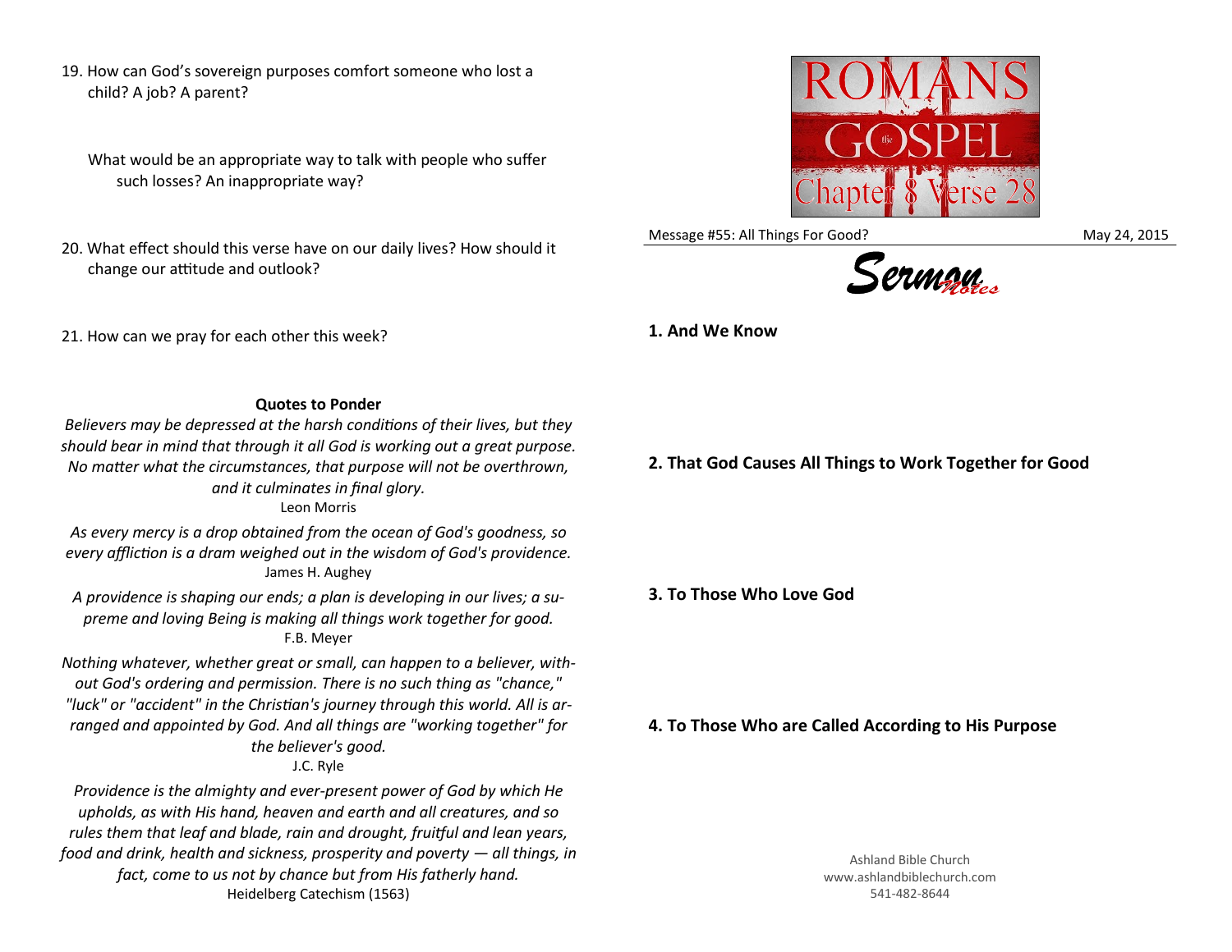19. How can God's sovereign purposes comfort someone who lost a child? A job? A parent?

    What would be an appropriate way to talk with people who suffer such losses? An inappropriate way?

20. What effect should this verse have on our daily lives? How should it change our attitude and outlook?

21. How can we pray for each other this week?

**Quotes to Ponder**

*Believers may be depressed at the harsh conditions of their lives, but they should bear in mind that through it all God is working out a great purpose. No matter what the circumstances, that purpose will not be overthrown, and it culminates in final glory.*
Leon Morris

*As every mercy is a drop obtained from the ocean of God's goodness, so every affliction is a dram weighed out in the wisdom of God's providence.*
James H. Aughey

*A providence is shaping our ends; a plan is developing in our lives; a supreme and loving Being is making all things work together for good.*
F.B. Meyer

*Nothing whatever, whether great or small, can happen to a believer, without God's ordering and permission. There is no such thing as "chance," "luck" or "accident" in the Christian's journey through this world. All is arranged and appointed by God. And all things are "working together" for the believer's good.*
J.C. Ryle

*Providence is the almighty and ever-present power of God by which He upholds, as with His hand, heaven and earth and all creatures, and so rules them that leaf and blade, rain and drought, fruitful and lean years, food and drink, health and sickness, prosperity and poverty — all things, in fact, come to us not by chance but from His fatherly hand.*
Heidelberg Catechism (1563)

ROMANS the GOSPEL Chapter 8 Verse 28

Message #55: All Things For Good? May 24, 2015

Sermon Notes

**1. And We Know**

**2. That God Causes All Things to Work Together for Good**

**3. To Those Who Love God**

**4. To Those Who are Called According to His Purpose**

Ashland Bible Church
www.ashlandbiblechurch.com
541-482-8644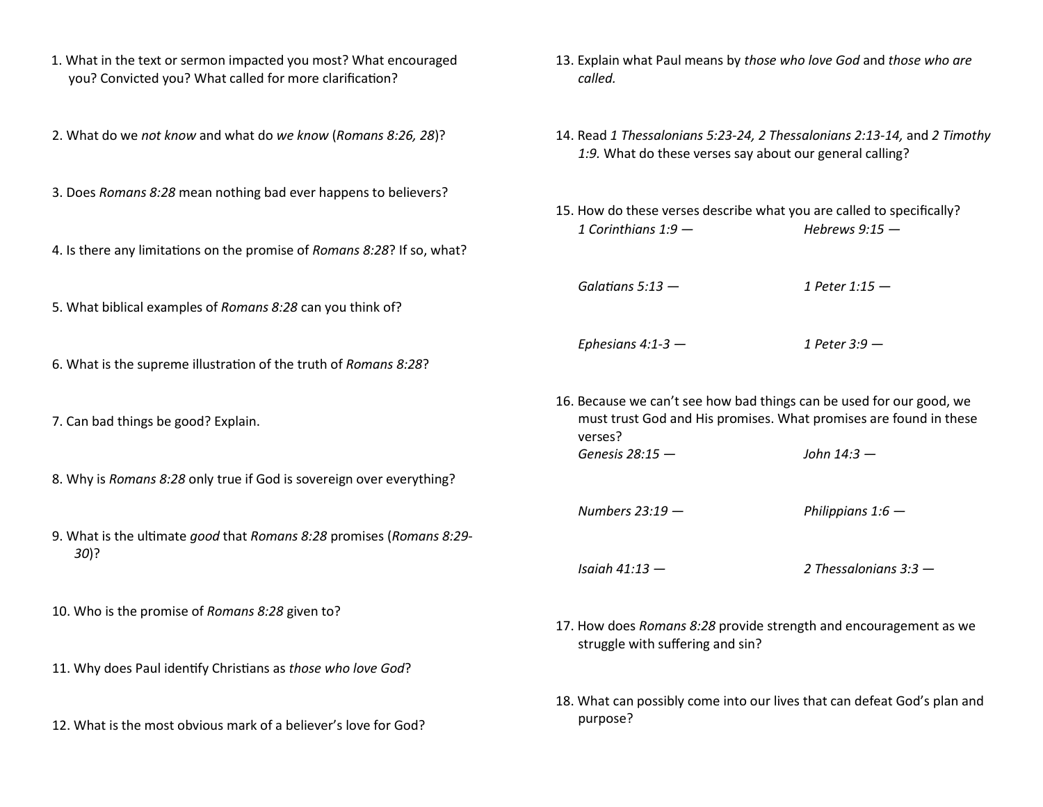1. What in the text or sermon impacted you most? What encouraged you? Convicted you? What called for more clarification?

2. What do we *not know* and what do *we know* (*Romans 8:26, 28*)?

3. Does *Romans 8:28* mean nothing bad ever happens to believers?

4. Is there any limitations on the promise of *Romans 8:28*? If so, what?

5. What biblical examples of *Romans 8:28* can you think of?

6. What is the supreme illustration of the truth of *Romans 8:28*?

7. Can bad things be good? Explain.

8. Why is *Romans 8:28* only true if God is sovereign over everything?

9. What is the ultimate *good* that *Romans 8:28* promises (*Romans 8:29-30*)?

10. Who is the promise of *Romans 8:28* given to?

11. Why does Paul identify Christians as *those who love God*?

12. What is the most obvious mark of a believer's love for God?

13. Explain what Paul means by *those who love God* and *those who are called.*

14. Read *1 Thessalonians 5:23-24, 2 Thessalonians 2:13-14,* and *2 Timothy 1:9.* What do these verses say about our general calling?

15. How do these verses describe what you are called to specifically?

    *1 Corinthians 1:9 —*

    *Hebrews 9:15 —*

    *Galatians 5:13 —*

    *1 Peter 1:15 —*

    *Ephesians 4:1-3 —*

    *1 Peter 3:9 —*

16. Because we can't see how bad things can be used for our good, we must trust God and His promises. What promises are found in these verses?

    *Genesis 28:15 —*

    *John 14:3 —*

    *Numbers 23:19 —*

    *Philippians 1:6 —*

    *Isaiah 41:13 —*

    *2 Thessalonians 3:3 —*

17. How does *Romans 8:28* provide strength and encouragement as we struggle with suffering and sin?

18. What can possibly come into our lives that can defeat God's plan and purpose?